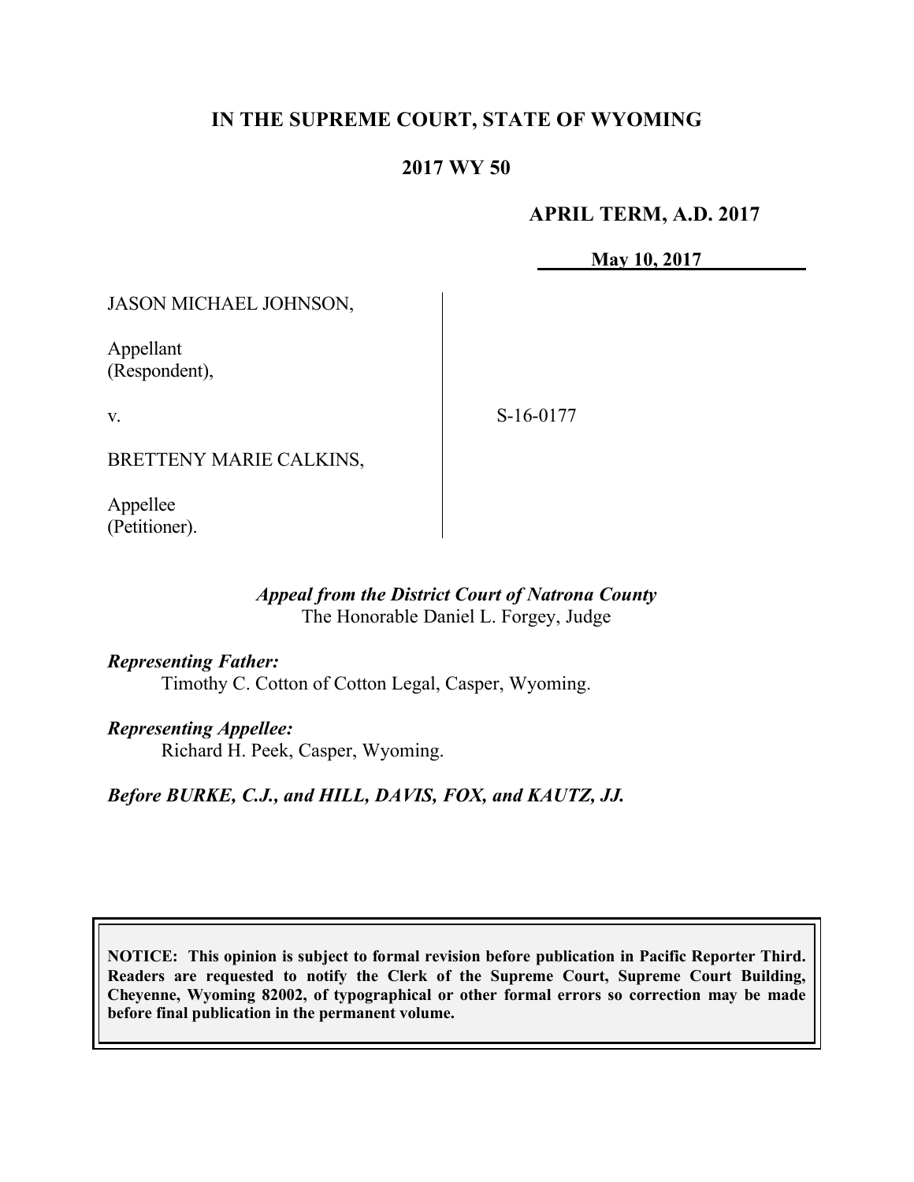**IN THE SUPREME COURT, STATE OF WYOMING**

**2017 WY 50**

**APRIL TERM, A.D. 2017**

**May 10, 2017**

JASON MICHAEL JOHNSON,

Appellant
(Respondent),

v.

S-16-0177

BRETTENY MARIE CALKINS,

Appellee
(Petitioner).

*Appeal from the District Court of Natrona County*
The Honorable Daniel L. Forgey, Judge

*Representing Father:*
Timothy C. Cotton of Cotton Legal, Casper, Wyoming.

*Representing Appellee:*
Richard H. Peek, Casper, Wyoming.

*Before BURKE, C.J., and HILL, DAVIS, FOX, and KAUTZ, JJ.*

**NOTICE: This opinion is subject to formal revision before publication in Pacific Reporter Third. Readers are requested to notify the Clerk of the Supreme Court, Supreme Court Building, Cheyenne, Wyoming 82002, of typographical or other formal errors so correction may be made before final publication in the permanent volume.**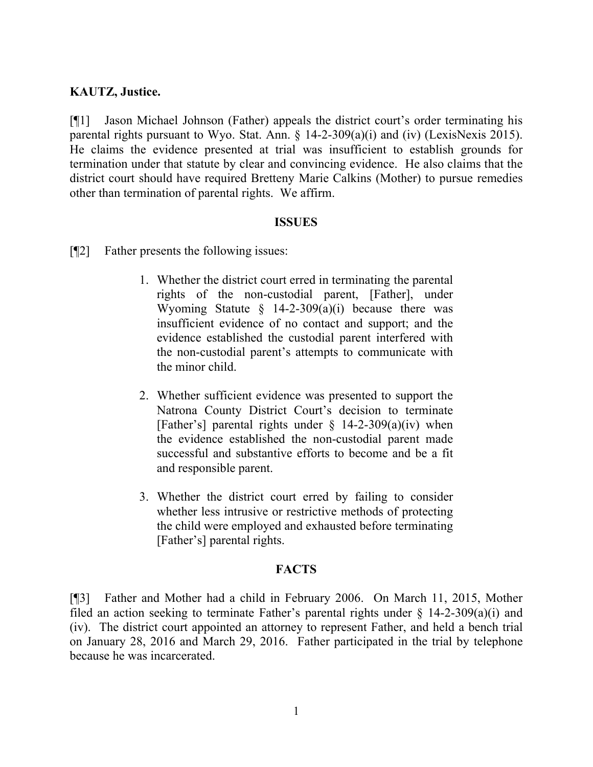**KAUTZ, Justice.**

[¶1] Jason Michael Johnson (Father) appeals the district court's order terminating his parental rights pursuant to Wyo. Stat. Ann. § 14-2-309(a)(i) and (iv) (LexisNexis 2015). He claims the evidence presented at trial was insufficient to establish grounds for termination under that statute by clear and convincing evidence. He also claims that the district court should have required Bretteny Marie Calkins (Mother) to pursue remedies other than termination of parental rights. We affirm.

## ISSUES

[¶2] Father presents the following issues:

> 1. Whether the district court erred in terminating the parental rights of the non-custodial parent, [Father], under Wyoming Statute § 14-2-309(a)(i) because there was insufficient evidence of no contact and support; and the evidence established the custodial parent interfered with the non-custodial parent's attempts to communicate with the minor child.
>
> 2. Whether sufficient evidence was presented to support the Natrona County District Court's decision to terminate [Father's] parental rights under § 14-2-309(a)(iv) when the evidence established the non-custodial parent made successful and substantive efforts to become and be a fit and responsible parent.
>
> 3. Whether the district court erred by failing to consider whether less intrusive or restrictive methods of protecting the child were employed and exhausted before terminating [Father's] parental rights.

## FACTS

[¶3] Father and Mother had a child in February 2006. On March 11, 2015, Mother filed an action seeking to terminate Father's parental rights under § 14-2-309(a)(i) and (iv). The district court appointed an attorney to represent Father, and held a bench trial on January 28, 2016 and March 29, 2016. Father participated in the trial by telephone because he was incarcerated.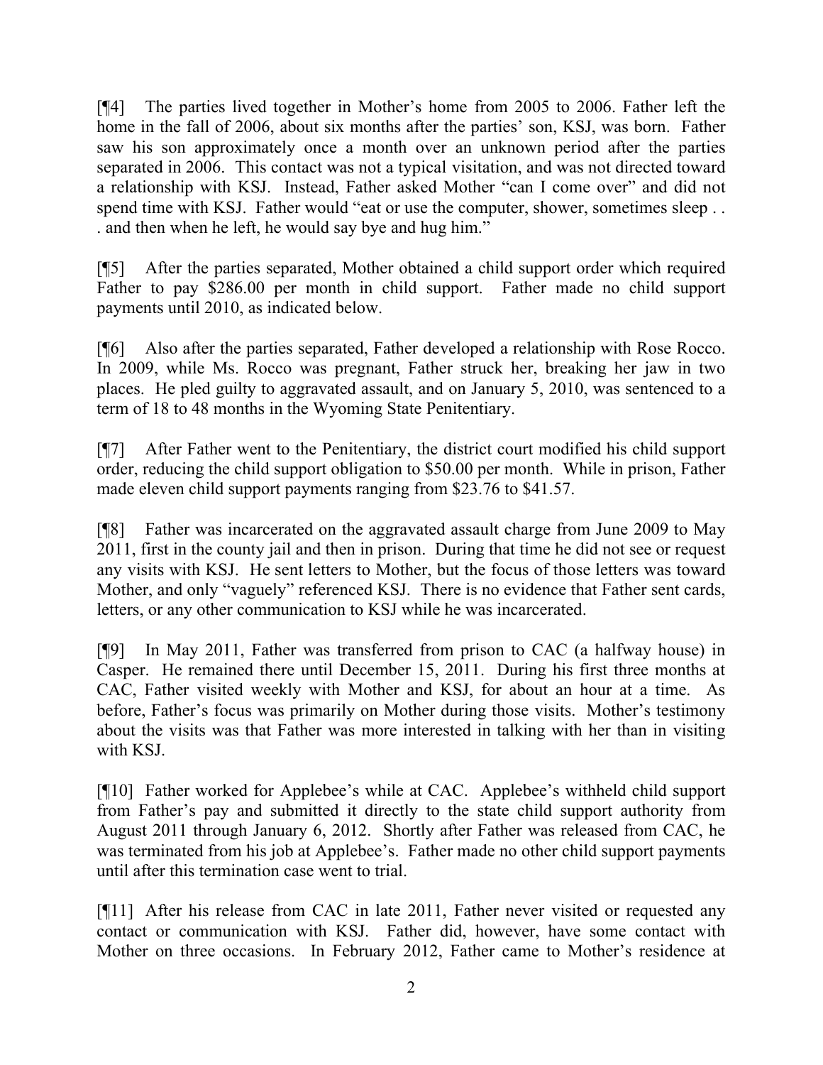[¶4] The parties lived together in Mother's home from 2005 to 2006. Father left the home in the fall of 2006, about six months after the parties' son, KSJ, was born. Father saw his son approximately once a month over an unknown period after the parties separated in 2006. This contact was not a typical visitation, and was not directed toward a relationship with KSJ. Instead, Father asked Mother "can I come over" and did not spend time with KSJ. Father would "eat or use the computer, shower, sometimes sleep . . . and then when he left, he would say bye and hug him."

[¶5] After the parties separated, Mother obtained a child support order which required Father to pay $286.00 per month in child support. Father made no child support payments until 2010, as indicated below.

[¶6] Also after the parties separated, Father developed a relationship with Rose Rocco. In 2009, while Ms. Rocco was pregnant, Father struck her, breaking her jaw in two places. He pled guilty to aggravated assault, and on January 5, 2010, was sentenced to a term of 18 to 48 months in the Wyoming State Penitentiary.

[¶7] After Father went to the Penitentiary, the district court modified his child support order, reducing the child support obligation to $50.00 per month. While in prison, Father made eleven child support payments ranging from $23.76 to $41.57.

[¶8] Father was incarcerated on the aggravated assault charge from June 2009 to May 2011, first in the county jail and then in prison. During that time he did not see or request any visits with KSJ. He sent letters to Mother, but the focus of those letters was toward Mother, and only "vaguely" referenced KSJ. There is no evidence that Father sent cards, letters, or any other communication to KSJ while he was incarcerated.

[¶9] In May 2011, Father was transferred from prison to CAC (a halfway house) in Casper. He remained there until December 15, 2011. During his first three months at CAC, Father visited weekly with Mother and KSJ, for about an hour at a time. As before, Father's focus was primarily on Mother during those visits. Mother's testimony about the visits was that Father was more interested in talking with her than in visiting with KSJ.

[¶10] Father worked for Applebee's while at CAC. Applebee's withheld child support from Father's pay and submitted it directly to the state child support authority from August 2011 through January 6, 2012. Shortly after Father was released from CAC, he was terminated from his job at Applebee's. Father made no other child support payments until after this termination case went to trial.

[¶11] After his release from CAC in late 2011, Father never visited or requested any contact or communication with KSJ. Father did, however, have some contact with Mother on three occasions. In February 2012, Father came to Mother's residence at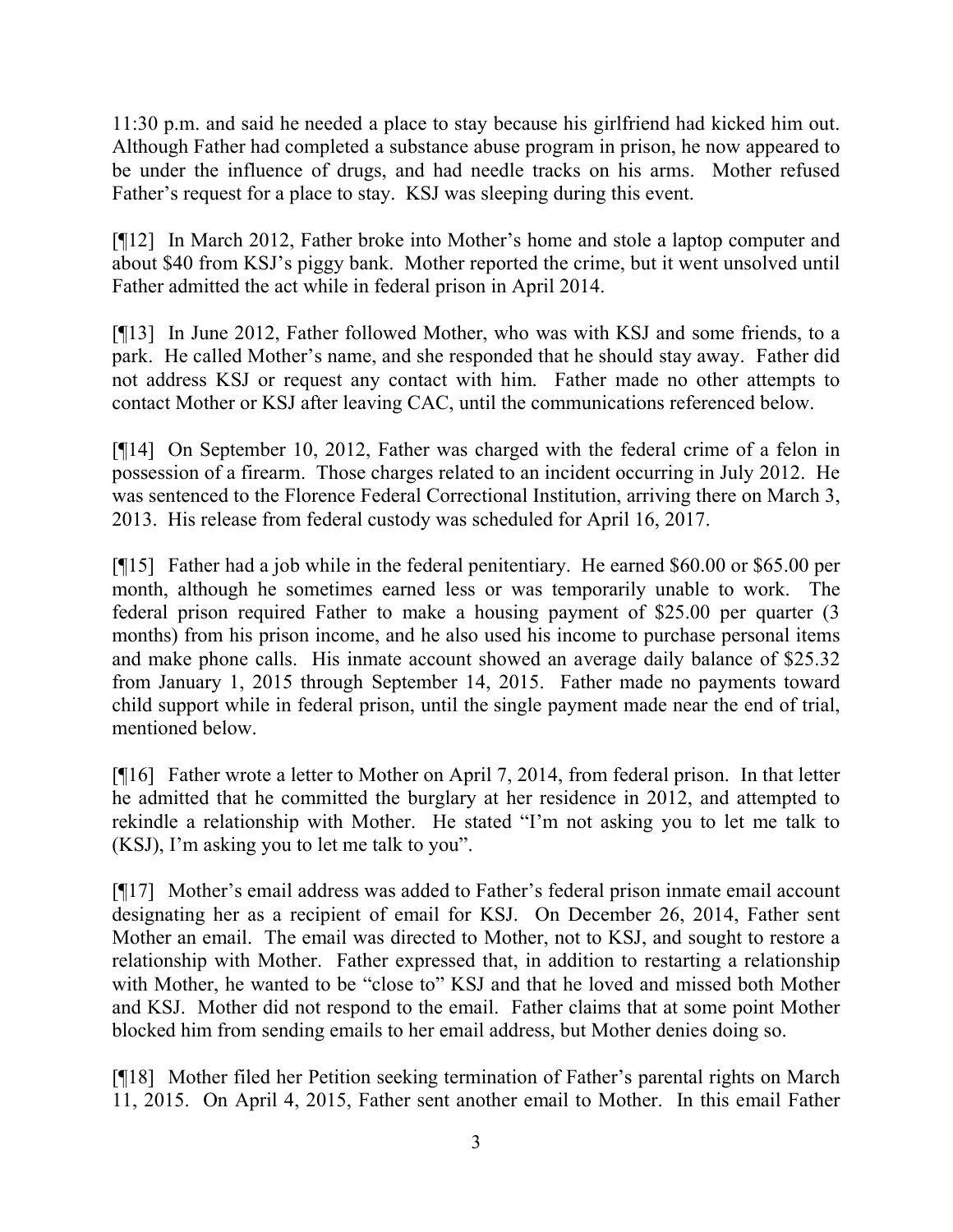11:30 p.m. and said he needed a place to stay because his girlfriend had kicked him out. Although Father had completed a substance abuse program in prison, he now appeared to be under the influence of drugs, and had needle tracks on his arms. Mother refused Father's request for a place to stay. KSJ was sleeping during this event.

[¶12] In March 2012, Father broke into Mother's home and stole a laptop computer and about $40 from KSJ's piggy bank. Mother reported the crime, but it went unsolved until Father admitted the act while in federal prison in April 2014.

[¶13] In June 2012, Father followed Mother, who was with KSJ and some friends, to a park. He called Mother's name, and she responded that he should stay away. Father did not address KSJ or request any contact with him. Father made no other attempts to contact Mother or KSJ after leaving CAC, until the communications referenced below.

[¶14] On September 10, 2012, Father was charged with the federal crime of a felon in possession of a firearm. Those charges related to an incident occurring in July 2012. He was sentenced to the Florence Federal Correctional Institution, arriving there on March 3, 2013. His release from federal custody was scheduled for April 16, 2017.

[¶15] Father had a job while in the federal penitentiary. He earned $60.00 or $65.00 per month, although he sometimes earned less or was temporarily unable to work. The federal prison required Father to make a housing payment of $25.00 per quarter (3 months) from his prison income, and he also used his income to purchase personal items and make phone calls. His inmate account showed an average daily balance of $25.32 from January 1, 2015 through September 14, 2015. Father made no payments toward child support while in federal prison, until the single payment made near the end of trial, mentioned below.

[¶16] Father wrote a letter to Mother on April 7, 2014, from federal prison. In that letter he admitted that he committed the burglary at her residence in 2012, and attempted to rekindle a relationship with Mother. He stated "I'm not asking you to let me talk to (KSJ), I'm asking you to let me talk to you".

[¶17] Mother's email address was added to Father's federal prison inmate email account designating her as a recipient of email for KSJ. On December 26, 2014, Father sent Mother an email. The email was directed to Mother, not to KSJ, and sought to restore a relationship with Mother. Father expressed that, in addition to restarting a relationship with Mother, he wanted to be "close to" KSJ and that he loved and missed both Mother and KSJ. Mother did not respond to the email. Father claims that at some point Mother blocked him from sending emails to her email address, but Mother denies doing so.

[¶18] Mother filed her Petition seeking termination of Father's parental rights on March 11, 2015. On April 4, 2015, Father sent another email to Mother. In this email Father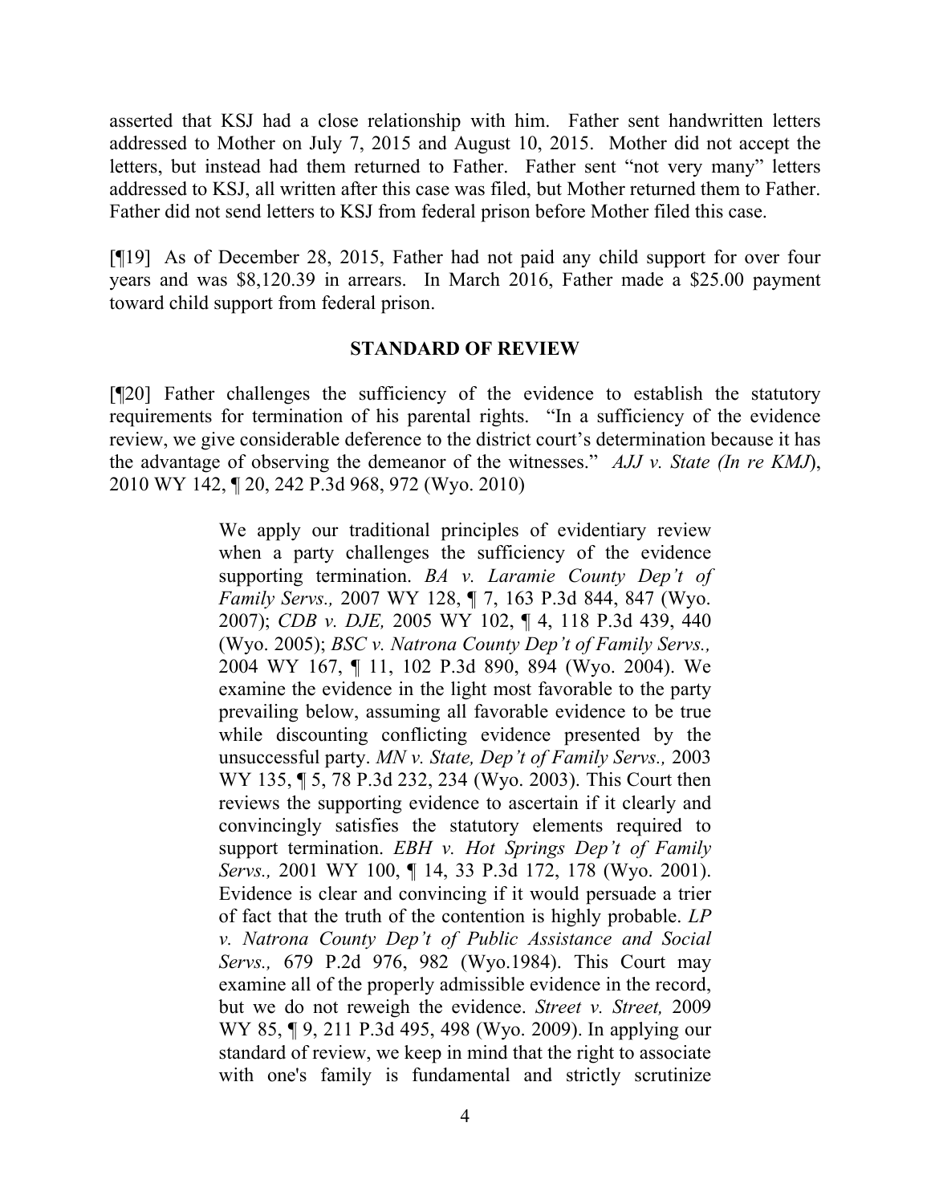asserted that KSJ had a close relationship with him. Father sent handwritten letters addressed to Mother on July 7, 2015 and August 10, 2015. Mother did not accept the letters, but instead had them returned to Father. Father sent "not very many" letters addressed to KSJ, all written after this case was filed, but Mother returned them to Father. Father did not send letters to KSJ from federal prison before Mother filed this case.

[¶19] As of December 28, 2015, Father had not paid any child support for over four years and was $8,120.39 in arrears. In March 2016, Father made a $25.00 payment toward child support from federal prison.

## STANDARD OF REVIEW

[¶20] Father challenges the sufficiency of the evidence to establish the statutory requirements for termination of his parental rights. "In a sufficiency of the evidence review, we give considerable deference to the district court's determination because it has the advantage of observing the demeanor of the witnesses." *AJJ v. State (In re KMJ*), 2010 WY 142, ¶ 20, 242 P.3d 968, 972 (Wyo. 2010)

> We apply our traditional principles of evidentiary review when a party challenges the sufficiency of the evidence supporting termination. *BA v. Laramie County Dep't of Family Servs.,* 2007 WY 128, ¶ 7, 163 P.3d 844, 847 (Wyo. 2007); *CDB v. DJE,* 2005 WY 102, ¶ 4, 118 P.3d 439, 440 (Wyo. 2005); *BSC v. Natrona County Dep't of Family Servs.,* 2004 WY 167, ¶ 11, 102 P.3d 890, 894 (Wyo. 2004). We examine the evidence in the light most favorable to the party prevailing below, assuming all favorable evidence to be true while discounting conflicting evidence presented by the unsuccessful party. *MN v. State, Dep't of Family Servs.,* 2003 WY 135, ¶ 5, 78 P.3d 232, 234 (Wyo. 2003). This Court then reviews the supporting evidence to ascertain if it clearly and convincingly satisfies the statutory elements required to support termination. *EBH v. Hot Springs Dep't of Family Servs.,* 2001 WY 100, ¶ 14, 33 P.3d 172, 178 (Wyo. 2001). Evidence is clear and convincing if it would persuade a trier of fact that the truth of the contention is highly probable. *LP v. Natrona County Dep't of Public Assistance and Social Servs.,* 679 P.2d 976, 982 (Wyo.1984). This Court may examine all of the properly admissible evidence in the record, but we do not reweigh the evidence. *Street v. Street,* 2009 WY 85, ¶ 9, 211 P.3d 495, 498 (Wyo. 2009). In applying our standard of review, we keep in mind that the right to associate with one's family is fundamental and strictly scrutinize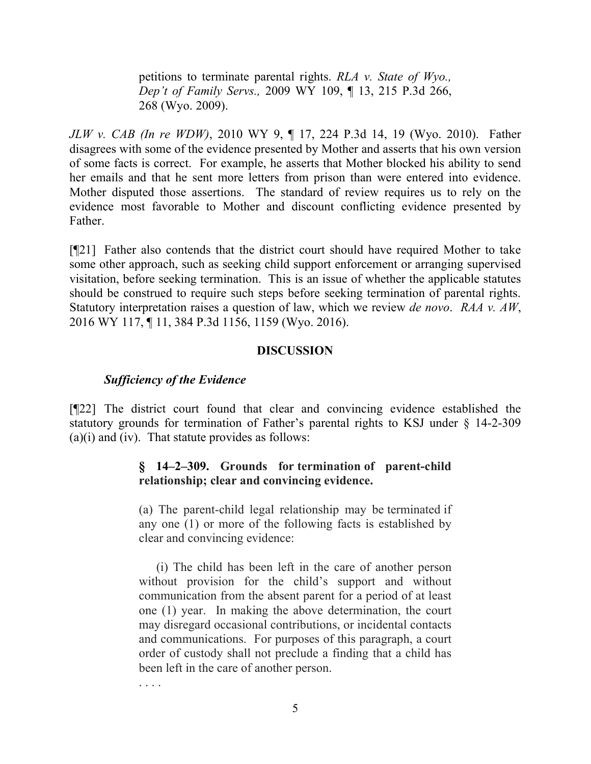> petitions to terminate parental rights. *RLA v. State of Wyo., Dep't of Family Servs.,* 2009 WY 109, ¶ 13, 215 P.3d 266, 268 (Wyo. 2009).

*JLW v. CAB (In re WDW)*, 2010 WY 9, ¶ 17, 224 P.3d 14, 19 (Wyo. 2010). Father disagrees with some of the evidence presented by Mother and asserts that his own version of some facts is correct. For example, he asserts that Mother blocked his ability to send her emails and that he sent more letters from prison than were entered into evidence. Mother disputed those assertions. The standard of review requires us to rely on the evidence most favorable to Mother and discount conflicting evidence presented by Father.

[¶21] Father also contends that the district court should have required Mother to take some other approach, such as seeking child support enforcement or arranging supervised visitation, before seeking termination. This is an issue of whether the applicable statutes should be construed to require such steps before seeking termination of parental rights. Statutory interpretation raises a question of law, which we review *de novo*. *RAA v. AW*, 2016 WY 117, ¶ 11, 384 P.3d 1156, 1159 (Wyo. 2016).

## DISCUSSION

### *Sufficiency of the Evidence*

[¶22] The district court found that clear and convincing evidence established the statutory grounds for termination of Father's parental rights to KSJ under § 14-2-309 (a)(i) and (iv). That statute provides as follows:

> **§ 14–2–309. Grounds for termination of parent-child relationship; clear and convincing evidence.**
>
> (a) The parent-child legal relationship may be terminated if any one (1) or more of the following facts is established by clear and convincing evidence:
>
> (i) The child has been left in the care of another person without provision for the child's support and without communication from the absent parent for a period of at least one (1) year. In making the above determination, the court may disregard occasional contributions, or incidental contacts and communications. For purposes of this paragraph, a court order of custody shall not preclude a finding that a child has been left in the care of another person.
>
> . . . .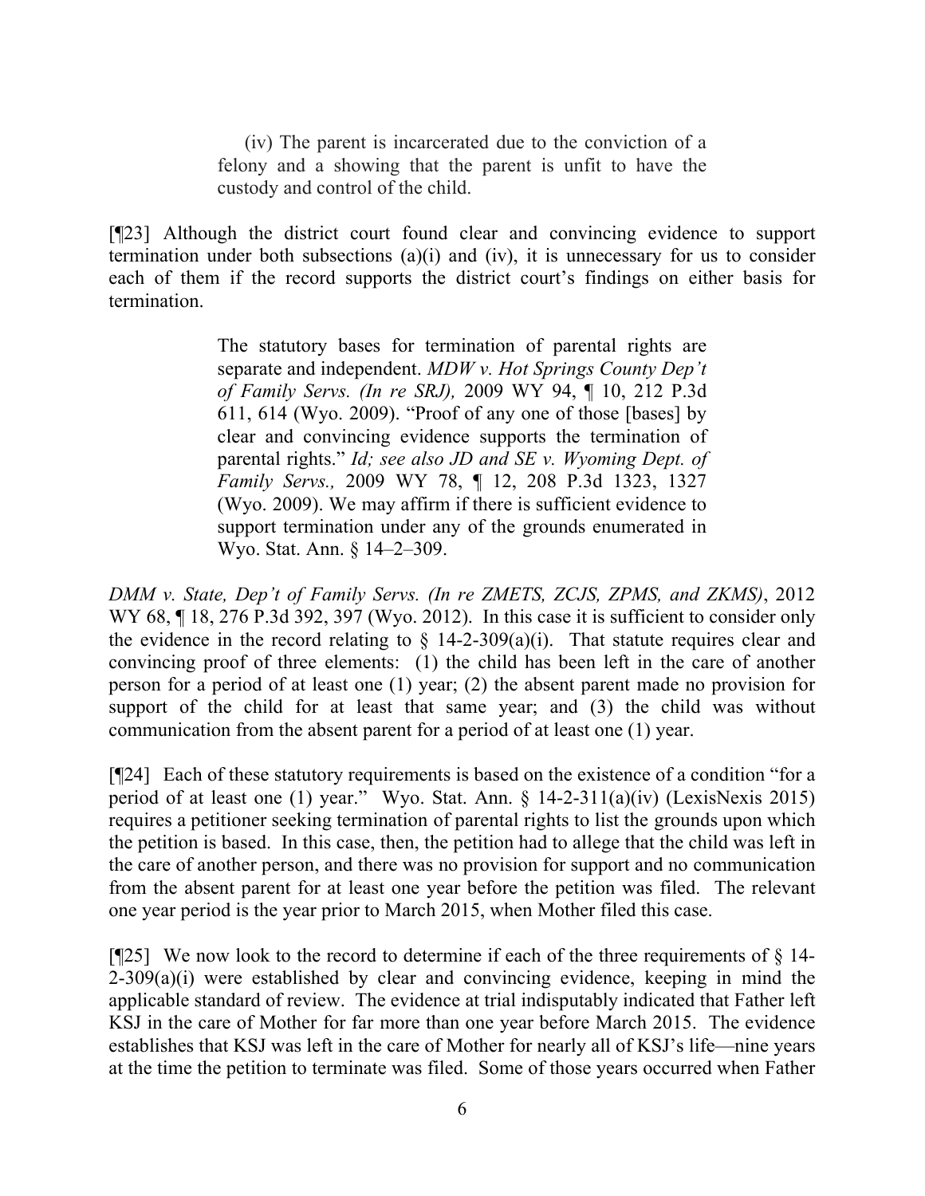> (iv) The parent is incarcerated due to the conviction of a felony and a showing that the parent is unfit to have the custody and control of the child.

[¶23] Although the district court found clear and convincing evidence to support termination under both subsections (a)(i) and (iv), it is unnecessary for us to consider each of them if the record supports the district court's findings on either basis for termination.

> The statutory bases for termination of parental rights are separate and independent. *MDW v. Hot Springs County Dep't of Family Servs. (In re SRJ),* 2009 WY 94, ¶ 10, 212 P.3d 611, 614 (Wyo. 2009). "Proof of any one of those [bases] by clear and convincing evidence supports the termination of parental rights." *Id; see also JD and SE v. Wyoming Dept. of Family Servs.,* 2009 WY 78, ¶ 12, 208 P.3d 1323, 1327 (Wyo. 2009). We may affirm if there is sufficient evidence to support termination under any of the grounds enumerated in Wyo. Stat. Ann. § 14–2–309.

*DMM v. State, Dep't of Family Servs. (In re ZMETS, ZCJS, ZPMS, and ZKMS)*, 2012 WY 68, ¶ 18, 276 P.3d 392, 397 (Wyo. 2012). In this case it is sufficient to consider only the evidence in the record relating to § 14-2-309(a)(i). That statute requires clear and convincing proof of three elements: (1) the child has been left in the care of another person for a period of at least one (1) year; (2) the absent parent made no provision for support of the child for at least that same year; and (3) the child was without communication from the absent parent for a period of at least one (1) year.

[¶24] Each of these statutory requirements is based on the existence of a condition "for a period of at least one (1) year." Wyo. Stat. Ann. § 14-2-311(a)(iv) (LexisNexis 2015) requires a petitioner seeking termination of parental rights to list the grounds upon which the petition is based. In this case, then, the petition had to allege that the child was left in the care of another person, and there was no provision for support and no communication from the absent parent for at least one year before the petition was filed. The relevant one year period is the year prior to March 2015, when Mother filed this case.

[¶25] We now look to the record to determine if each of the three requirements of § 14-2-309(a)(i) were established by clear and convincing evidence, keeping in mind the applicable standard of review. The evidence at trial indisputably indicated that Father left KSJ in the care of Mother for far more than one year before March 2015. The evidence establishes that KSJ was left in the care of Mother for nearly all of KSJ's life—nine years at the time the petition to terminate was filed. Some of those years occurred when Father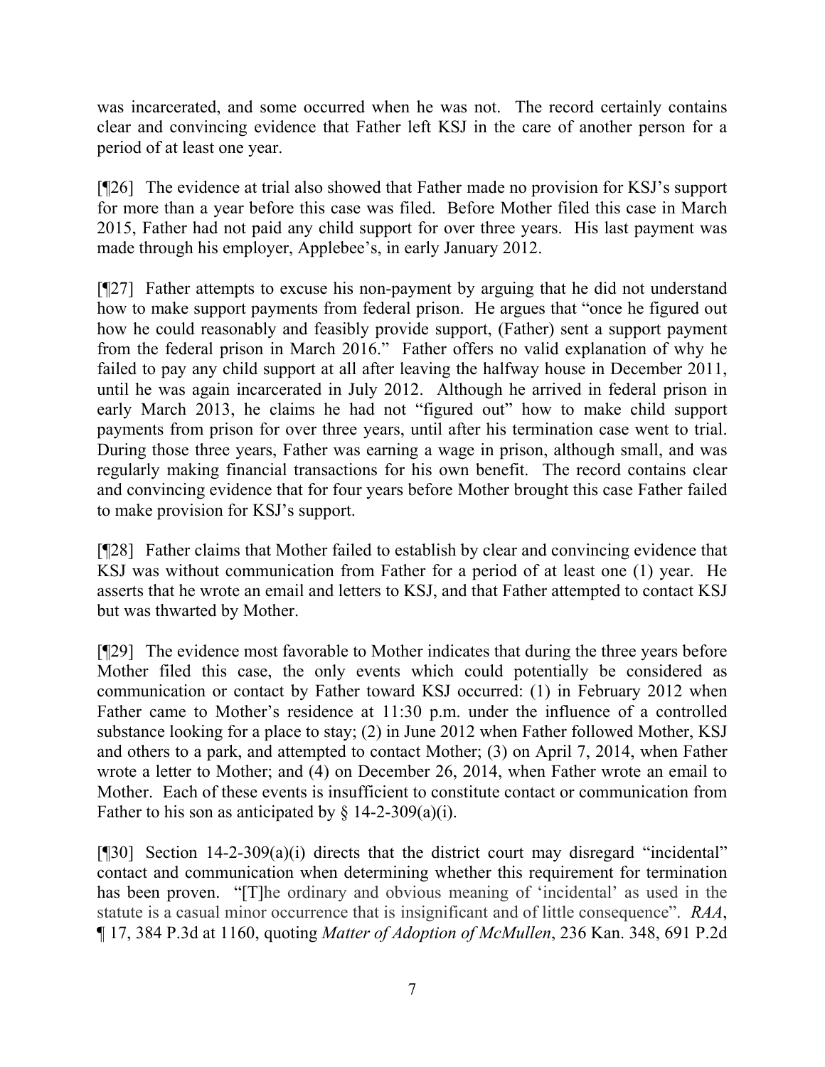was incarcerated, and some occurred when he was not. The record certainly contains clear and convincing evidence that Father left KSJ in the care of another person for a period of at least one year.

[¶26] The evidence at trial also showed that Father made no provision for KSJ's support for more than a year before this case was filed. Before Mother filed this case in March 2015, Father had not paid any child support for over three years. His last payment was made through his employer, Applebee's, in early January 2012.

[¶27] Father attempts to excuse his non-payment by arguing that he did not understand how to make support payments from federal prison. He argues that "once he figured out how he could reasonably and feasibly provide support, (Father) sent a support payment from the federal prison in March 2016." Father offers no valid explanation of why he failed to pay any child support at all after leaving the halfway house in December 2011, until he was again incarcerated in July 2012. Although he arrived in federal prison in early March 2013, he claims he had not "figured out" how to make child support payments from prison for over three years, until after his termination case went to trial. During those three years, Father was earning a wage in prison, although small, and was regularly making financial transactions for his own benefit. The record contains clear and convincing evidence that for four years before Mother brought this case Father failed to make provision for KSJ's support.

[¶28] Father claims that Mother failed to establish by clear and convincing evidence that KSJ was without communication from Father for a period of at least one (1) year. He asserts that he wrote an email and letters to KSJ, and that Father attempted to contact KSJ but was thwarted by Mother.

[¶29] The evidence most favorable to Mother indicates that during the three years before Mother filed this case, the only events which could potentially be considered as communication or contact by Father toward KSJ occurred: (1) in February 2012 when Father came to Mother's residence at 11:30 p.m. under the influence of a controlled substance looking for a place to stay; (2) in June 2012 when Father followed Mother, KSJ and others to a park, and attempted to contact Mother; (3) on April 7, 2014, when Father wrote a letter to Mother; and (4) on December 26, 2014, when Father wrote an email to Mother. Each of these events is insufficient to constitute contact or communication from Father to his son as anticipated by § 14-2-309(a)(i).

[¶30] Section 14-2-309(a)(i) directs that the district court may disregard "incidental" contact and communication when determining whether this requirement for termination has been proven. "[T]he ordinary and obvious meaning of 'incidental' as used in the statute is a casual minor occurrence that is insignificant and of little consequence". *RAA*, ¶ 17, 384 P.3d at 1160, quoting *Matter of Adoption of McMullen*, 236 Kan. 348, 691 P.2d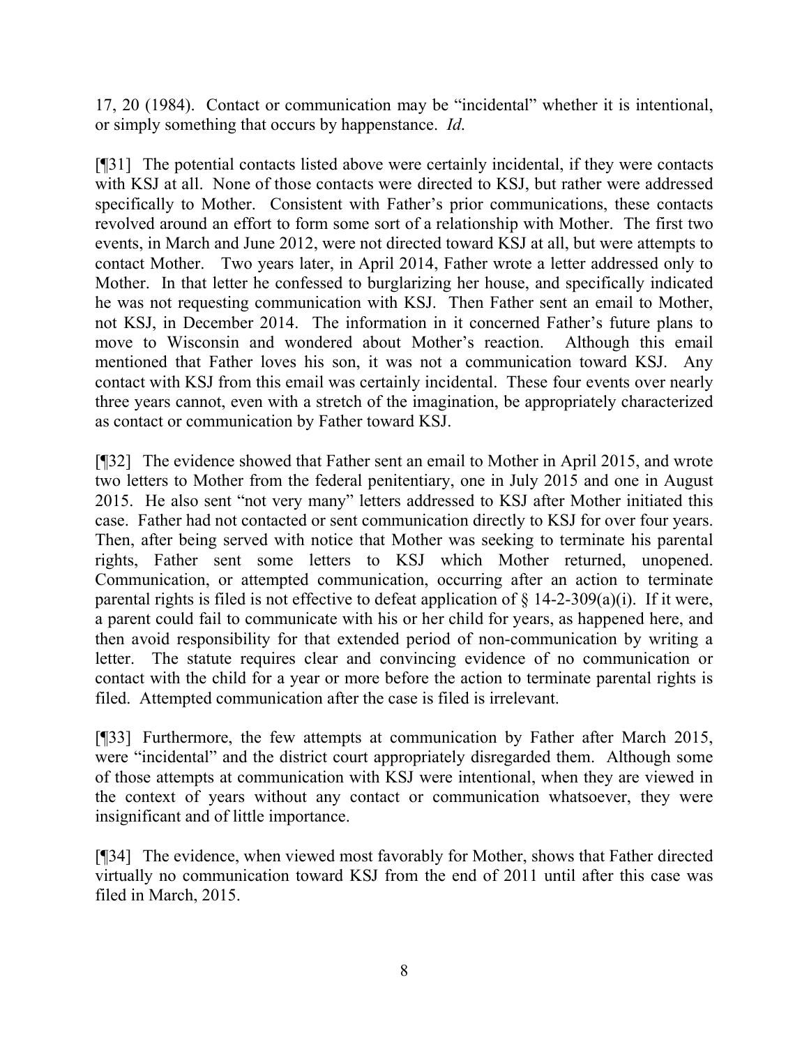17, 20 (1984). Contact or communication may be "incidental" whether it is intentional, or simply something that occurs by happenstance. *Id*.

[¶31] The potential contacts listed above were certainly incidental, if they were contacts with KSJ at all. None of those contacts were directed to KSJ, but rather were addressed specifically to Mother. Consistent with Father's prior communications, these contacts revolved around an effort to form some sort of a relationship with Mother. The first two events, in March and June 2012, were not directed toward KSJ at all, but were attempts to contact Mother. Two years later, in April 2014, Father wrote a letter addressed only to Mother. In that letter he confessed to burglarizing her house, and specifically indicated he was not requesting communication with KSJ. Then Father sent an email to Mother, not KSJ, in December 2014. The information in it concerned Father's future plans to move to Wisconsin and wondered about Mother's reaction. Although this email mentioned that Father loves his son, it was not a communication toward KSJ. Any contact with KSJ from this email was certainly incidental. These four events over nearly three years cannot, even with a stretch of the imagination, be appropriately characterized as contact or communication by Father toward KSJ.

[¶32] The evidence showed that Father sent an email to Mother in April 2015, and wrote two letters to Mother from the federal penitentiary, one in July 2015 and one in August 2015. He also sent "not very many" letters addressed to KSJ after Mother initiated this case. Father had not contacted or sent communication directly to KSJ for over four years. Then, after being served with notice that Mother was seeking to terminate his parental rights, Father sent some letters to KSJ which Mother returned, unopened. Communication, or attempted communication, occurring after an action to terminate parental rights is filed is not effective to defeat application of § 14-2-309(a)(i). If it were, a parent could fail to communicate with his or her child for years, as happened here, and then avoid responsibility for that extended period of non-communication by writing a letter. The statute requires clear and convincing evidence of no communication or contact with the child for a year or more before the action to terminate parental rights is filed. Attempted communication after the case is filed is irrelevant.

[¶33] Furthermore, the few attempts at communication by Father after March 2015, were "incidental" and the district court appropriately disregarded them. Although some of those attempts at communication with KSJ were intentional, when they are viewed in the context of years without any contact or communication whatsoever, they were insignificant and of little importance.

[¶34] The evidence, when viewed most favorably for Mother, shows that Father directed virtually no communication toward KSJ from the end of 2011 until after this case was filed in March, 2015.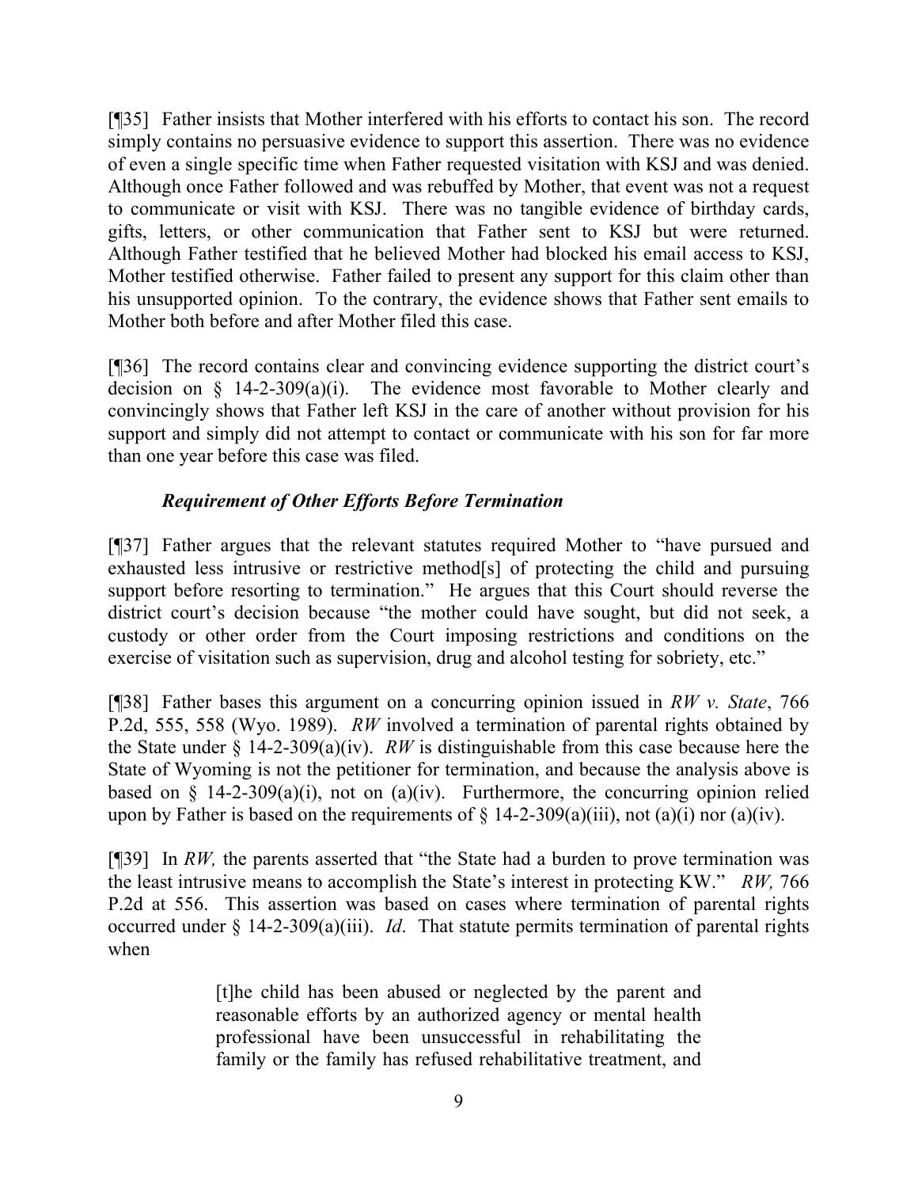[¶35] Father insists that Mother interfered with his efforts to contact his son. The record simply contains no persuasive evidence to support this assertion. There was no evidence of even a single specific time when Father requested visitation with KSJ and was denied. Although once Father followed and was rebuffed by Mother, that event was not a request to communicate or visit with KSJ. There was no tangible evidence of birthday cards, gifts, letters, or other communication that Father sent to KSJ but were returned. Although Father testified that he believed Mother had blocked his email access to KSJ, Mother testified otherwise. Father failed to present any support for this claim other than his unsupported opinion. To the contrary, the evidence shows that Father sent emails to Mother both before and after Mother filed this case.

[¶36] The record contains clear and convincing evidence supporting the district court's decision on § 14-2-309(a)(i). The evidence most favorable to Mother clearly and convincingly shows that Father left KSJ in the care of another without provision for his support and simply did not attempt to contact or communicate with his son for far more than one year before this case was filed.

### *Requirement of Other Efforts Before Termination*

[¶37] Father argues that the relevant statutes required Mother to "have pursued and exhausted less intrusive or restrictive method[s] of protecting the child and pursuing support before resorting to termination." He argues that this Court should reverse the district court's decision because "the mother could have sought, but did not seek, a custody or other order from the Court imposing restrictions and conditions on the exercise of visitation such as supervision, drug and alcohol testing for sobriety, etc."

[¶38] Father bases this argument on a concurring opinion issued in *RW v. State*, 766 P.2d, 555, 558 (Wyo. 1989). *RW* involved a termination of parental rights obtained by the State under § 14-2-309(a)(iv). *RW* is distinguishable from this case because here the State of Wyoming is not the petitioner for termination, and because the analysis above is based on § 14-2-309(a)(i), not on (a)(iv). Furthermore, the concurring opinion relied upon by Father is based on the requirements of § 14-2-309(a)(iii), not (a)(i) nor (a)(iv).

[¶39] In *RW,* the parents asserted that "the State had a burden to prove termination was the least intrusive means to accomplish the State's interest in protecting KW." *RW,* 766 P.2d at 556. This assertion was based on cases where termination of parental rights occurred under § 14-2-309(a)(iii). *Id*. That statute permits termination of parental rights when

> [t]he child has been abused or neglected by the parent and reasonable efforts by an authorized agency or mental health professional have been unsuccessful in rehabilitating the family or the family has refused rehabilitative treatment, and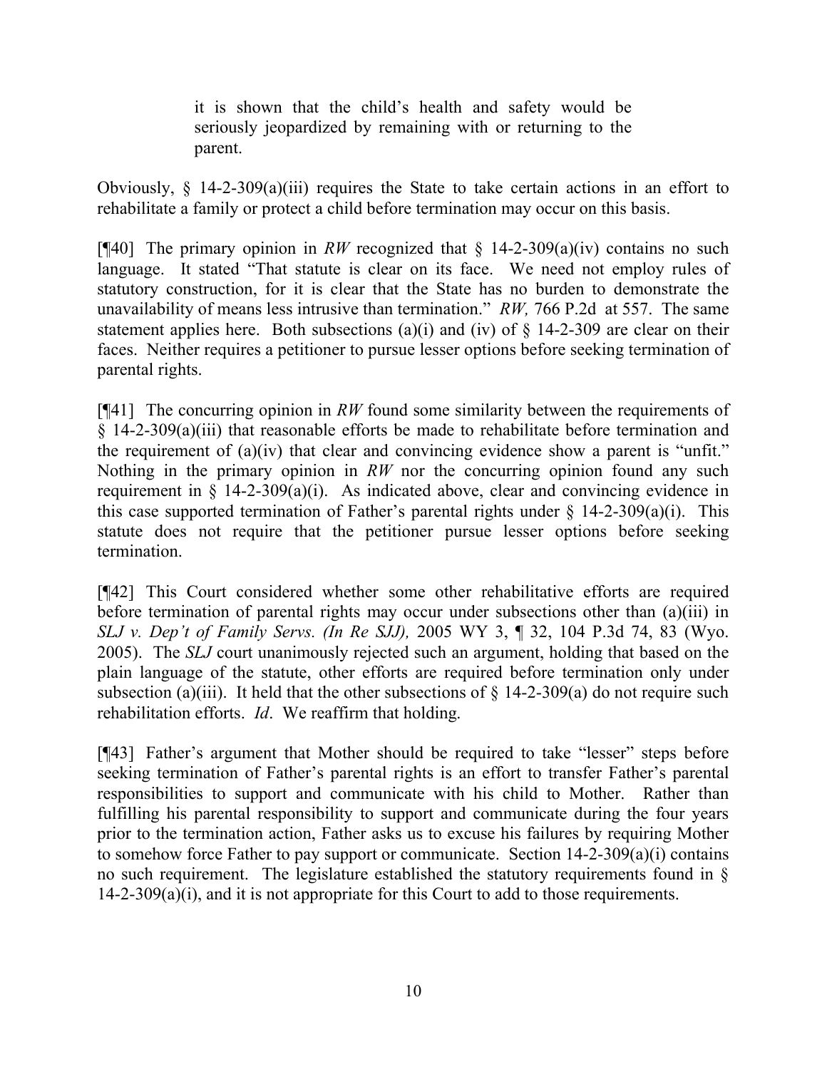> it is shown that the child's health and safety would be seriously jeopardized by remaining with or returning to the parent.

Obviously, § 14-2-309(a)(iii) requires the State to take certain actions in an effort to rehabilitate a family or protect a child before termination may occur on this basis.

[¶40] The primary opinion in *RW* recognized that § 14-2-309(a)(iv) contains no such language. It stated "That statute is clear on its face. We need not employ rules of statutory construction, for it is clear that the State has no burden to demonstrate the unavailability of means less intrusive than termination." *RW,* 766 P.2d at 557. The same statement applies here. Both subsections (a)(i) and (iv) of § 14-2-309 are clear on their faces. Neither requires a petitioner to pursue lesser options before seeking termination of parental rights.

[¶41] The concurring opinion in *RW* found some similarity between the requirements of § 14-2-309(a)(iii) that reasonable efforts be made to rehabilitate before termination and the requirement of (a)(iv) that clear and convincing evidence show a parent is "unfit." Nothing in the primary opinion in *RW* nor the concurring opinion found any such requirement in § 14-2-309(a)(i). As indicated above, clear and convincing evidence in this case supported termination of Father's parental rights under § 14-2-309(a)(i). This statute does not require that the petitioner pursue lesser options before seeking termination.

[¶42] This Court considered whether some other rehabilitative efforts are required before termination of parental rights may occur under subsections other than (a)(iii) in *SLJ v. Dep't of Family Servs. (In Re SJJ),* 2005 WY 3, ¶ 32, 104 P.3d 74, 83 (Wyo. 2005). The *SLJ* court unanimously rejected such an argument, holding that based on the plain language of the statute, other efforts are required before termination only under subsection (a)(iii). It held that the other subsections of § 14-2-309(a) do not require such rehabilitation efforts. *Id*. We reaffirm that holding.

[¶43] Father's argument that Mother should be required to take "lesser" steps before seeking termination of Father's parental rights is an effort to transfer Father's parental responsibilities to support and communicate with his child to Mother. Rather than fulfilling his parental responsibility to support and communicate during the four years prior to the termination action, Father asks us to excuse his failures by requiring Mother to somehow force Father to pay support or communicate. Section 14-2-309(a)(i) contains no such requirement. The legislature established the statutory requirements found in § 14-2-309(a)(i), and it is not appropriate for this Court to add to those requirements.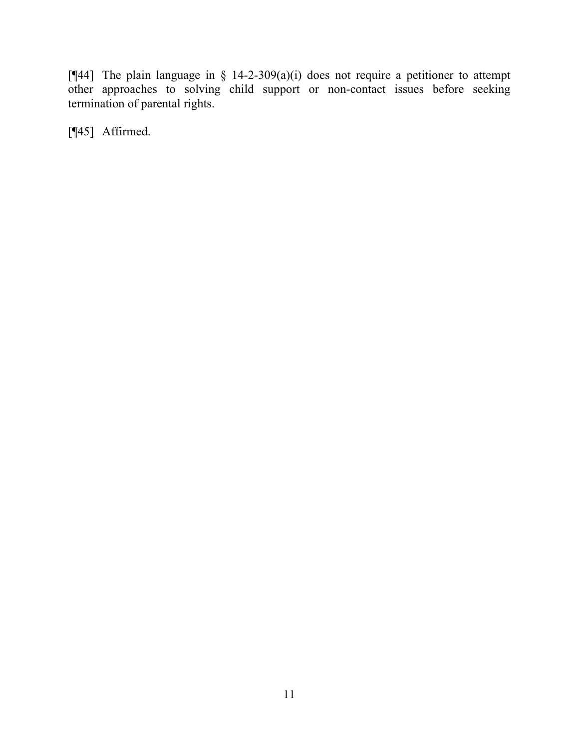[¶44] The plain language in § 14-2-309(a)(i) does not require a petitioner to attempt other approaches to solving child support or non-contact issues before seeking termination of parental rights.

[¶45] Affirmed.